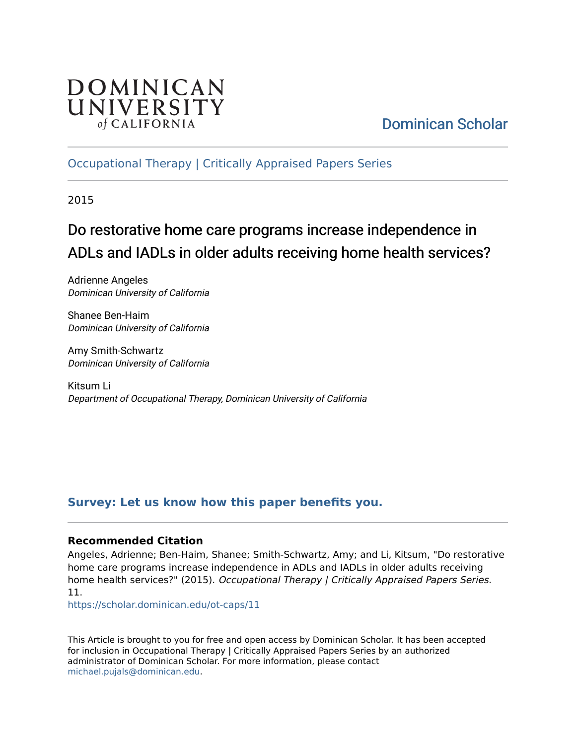DOMINICAN UNIVERSITY of CALIFORNIA

Dominican Scholar

Occupational Therapy | Critically Appraised Papers Series

2015

# Do restorative home care programs increase independence in ADLs and IADLs in older adults receiving home health services?

Adrienne Angeles
*Dominican University of California*

Shanee Ben-Haim
*Dominican University of California*

Amy Smith-Schwartz
*Dominican University of California*

Kitsum Li
*Department of Occupational Therapy, Dominican University of California*

**Survey: Let us know how this paper benefits you.**

### Recommended Citation

Angeles, Adrienne; Ben-Haim, Shanee; Smith-Schwartz, Amy; and Li, Kitsum, "Do restorative home care programs increase independence in ADLs and IADLs in older adults receiving home health services?" (2015). *Occupational Therapy | Critically Appraised Papers Series*. 11.
https://scholar.dominican.edu/ot-caps/11

This Article is brought to you for free and open access by Dominican Scholar. It has been accepted for inclusion in Occupational Therapy | Critically Appraised Papers Series by an authorized administrator of Dominican Scholar. For more information, please contact michael.pujals@dominican.edu.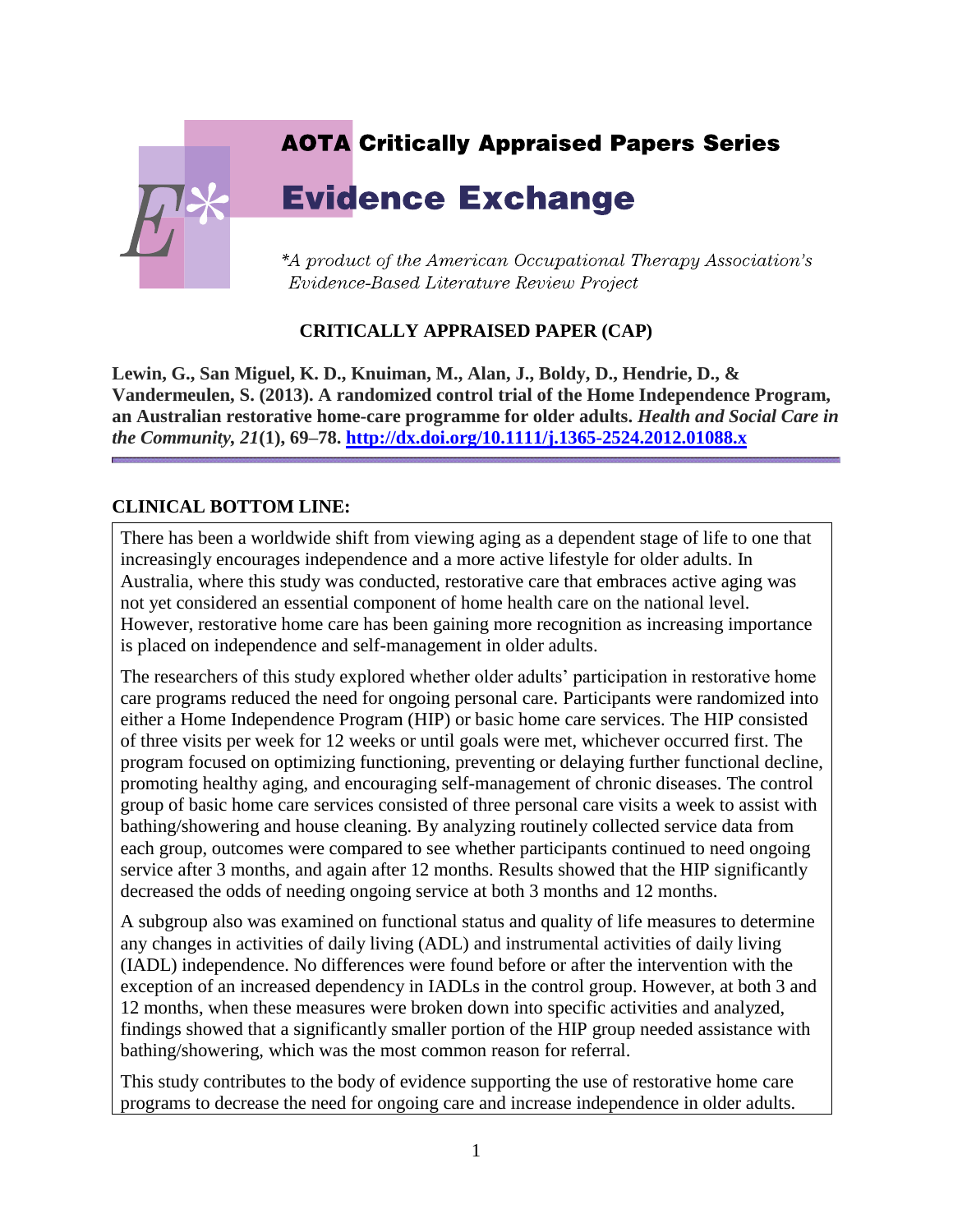AOTA Critically Appraised Papers Series

# Evidence Exchange

*A product of the American Occupational Therapy Association's Evidence-Based Literature Review Project*

## CRITICALLY APPRAISED PAPER (CAP)

**Lewin, G., San Miguel, K. D., Knuiman, M., Alan, J., Boldy, D., Hendrie, D., & Vandermeulen, S. (2013). A randomized control trial of the Home Independence Program, an Australian restorative home-care programme for older adults. *Health and Social Care in the Community, 21*(1), 69–78. http://dx.doi.org/10.1111/j.1365-2524.2012.01088.x**

---

### CLINICAL BOTTOM LINE:

There has been a worldwide shift from viewing aging as a dependent stage of life to one that increasingly encourages independence and a more active lifestyle for older adults. In Australia, where this study was conducted, restorative care that embraces active aging was not yet considered an essential component of home health care on the national level. However, restorative home care has been gaining more recognition as increasing importance is placed on independence and self-management in older adults.

The researchers of this study explored whether older adults' participation in restorative home care programs reduced the need for ongoing personal care. Participants were randomized into either a Home Independence Program (HIP) or basic home care services. The HIP consisted of three visits per week for 12 weeks or until goals were met, whichever occurred first. The program focused on optimizing functioning, preventing or delaying further functional decline, promoting healthy aging, and encouraging self-management of chronic diseases. The control group of basic home care services consisted of three personal care visits a week to assist with bathing/showering and house cleaning. By analyzing routinely collected service data from each group, outcomes were compared to see whether participants continued to need ongoing service after 3 months, and again after 12 months. Results showed that the HIP significantly decreased the odds of needing ongoing service at both 3 months and 12 months.

A subgroup also was examined on functional status and quality of life measures to determine any changes in activities of daily living (ADL) and instrumental activities of daily living (IADL) independence. No differences were found before or after the intervention with the exception of an increased dependency in IADLs in the control group. However, at both 3 and 12 months, when these measures were broken down into specific activities and analyzed, findings showed that a significantly smaller portion of the HIP group needed assistance with bathing/showering, which was the most common reason for referral.

This study contributes to the body of evidence supporting the use of restorative home care programs to decrease the need for ongoing care and increase independence in older adults.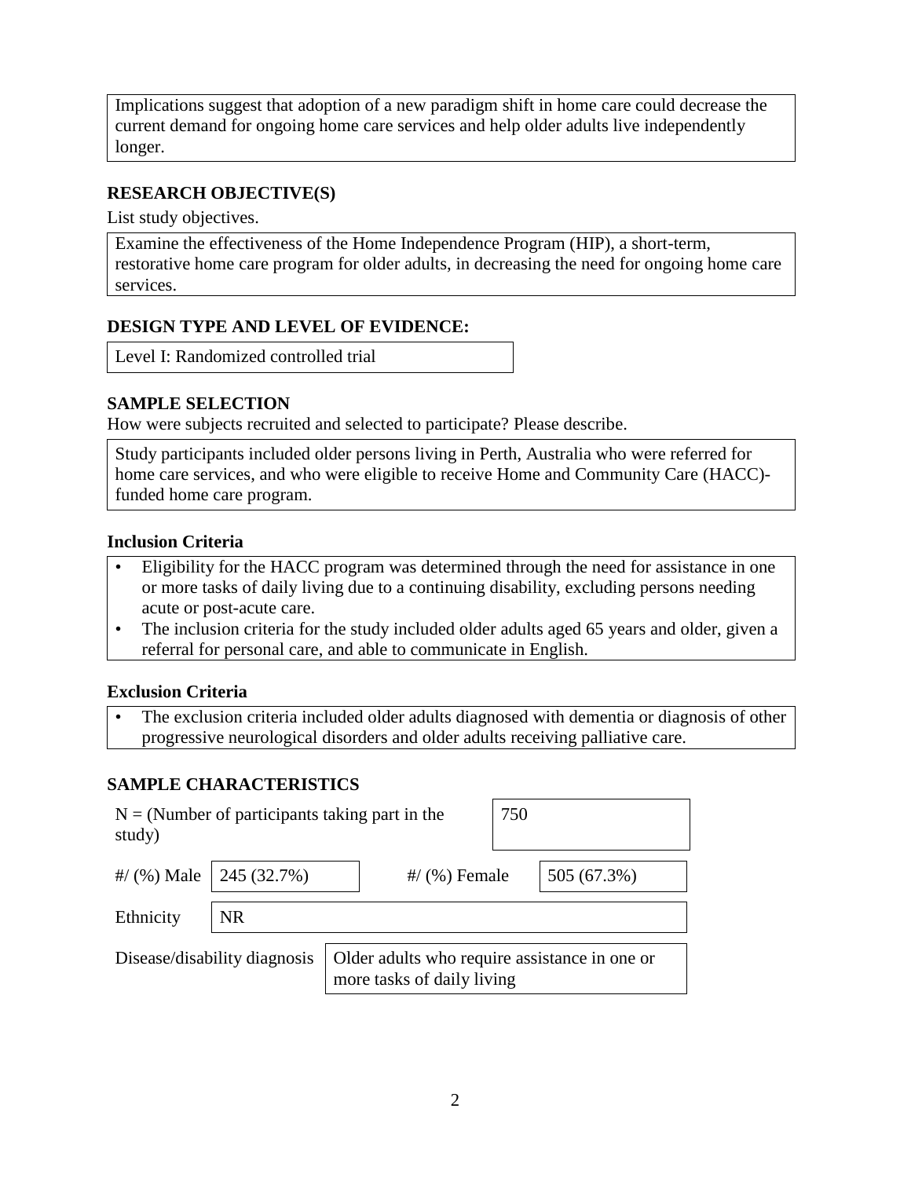Implications suggest that adoption of a new paradigm shift in home care could decrease the current demand for ongoing home care services and help older adults live independently longer.

## RESEARCH OBJECTIVE(S)

List study objectives.

Examine the effectiveness of the Home Independence Program (HIP), a short-term, restorative home care program for older adults, in decreasing the need for ongoing home care services.

## DESIGN TYPE AND LEVEL OF EVIDENCE:

Level I: Randomized controlled trial

## SAMPLE SELECTION

How were subjects recruited and selected to participate? Please describe.

Study participants included older persons living in Perth, Australia who were referred for home care services, and who were eligible to receive Home and Community Care (HACC)-funded home care program.

### Inclusion Criteria

- Eligibility for the HACC program was determined through the need for assistance in one or more tasks of daily living due to a continuing disability, excluding persons needing acute or post-acute care.
- The inclusion criteria for the study included older adults aged 65 years and older, given a referral for personal care, and able to communicate in English.

### Exclusion Criteria

- The exclusion criteria included older adults diagnosed with dementia or diagnosis of other progressive neurological disorders and older adults receiving palliative care.

## SAMPLE CHARACTERISTICS

| | |
|---|---|
| N = (Number of participants taking part in the study) | 750 |
| #/ (%) Male | 245 (32.7%) |
| #/ (%) Female | 505 (67.3%) |
| Ethnicity | NR |
| Disease/disability diagnosis | Older adults who require assistance in one or more tasks of daily living |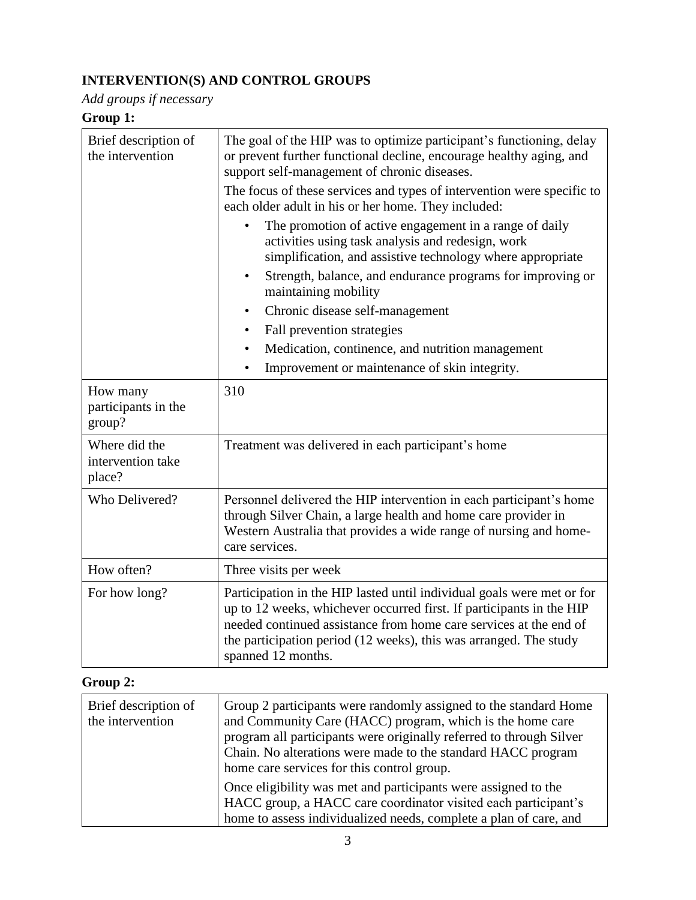## INTERVENTION(S) AND CONTROL GROUPS

*Add groups if necessary*

### Group 1:

| | |
|---|---|
| Brief description of the intervention | The goal of the HIP was to optimize participant's functioning, delay or prevent further functional decline, encourage healthy aging, and support self-management of chronic diseases.<br><br>The focus of these services and types of intervention were specific to each older adult in his or her home. They included:<br>• The promotion of active engagement in a range of daily activities using task analysis and redesign, work simplification, and assistive technology where appropriate<br>• Strength, balance, and endurance programs for improving or maintaining mobility<br>• Chronic disease self-management<br>• Fall prevention strategies<br>• Medication, continence, and nutrition management<br>• Improvement or maintenance of skin integrity. |
| How many participants in the group? | 310 |
| Where did the intervention take place? | Treatment was delivered in each participant's home |
| Who Delivered? | Personnel delivered the HIP intervention in each participant's home through Silver Chain, a large health and home care provider in Western Australia that provides a wide range of nursing and home-care services. |
| How often? | Three visits per week |
| For how long? | Participation in the HIP lasted until individual goals were met or for up to 12 weeks, whichever occurred first. If participants in the HIP needed continued assistance from home care services at the end of the participation period (12 weeks), this was arranged. The study spanned 12 months. |

### Group 2:

| | |
|---|---|
| Brief description of the intervention | Group 2 participants were randomly assigned to the standard Home and Community Care (HACC) program, which is the home care program all participants were originally referred to through Silver Chain. No alterations were made to the standard HACC program home care services for this control group.<br><br>Once eligibility was met and participants were assigned to the HACC group, a HACC care coordinator visited each participant's home to assess individualized needs, complete a plan of care, and |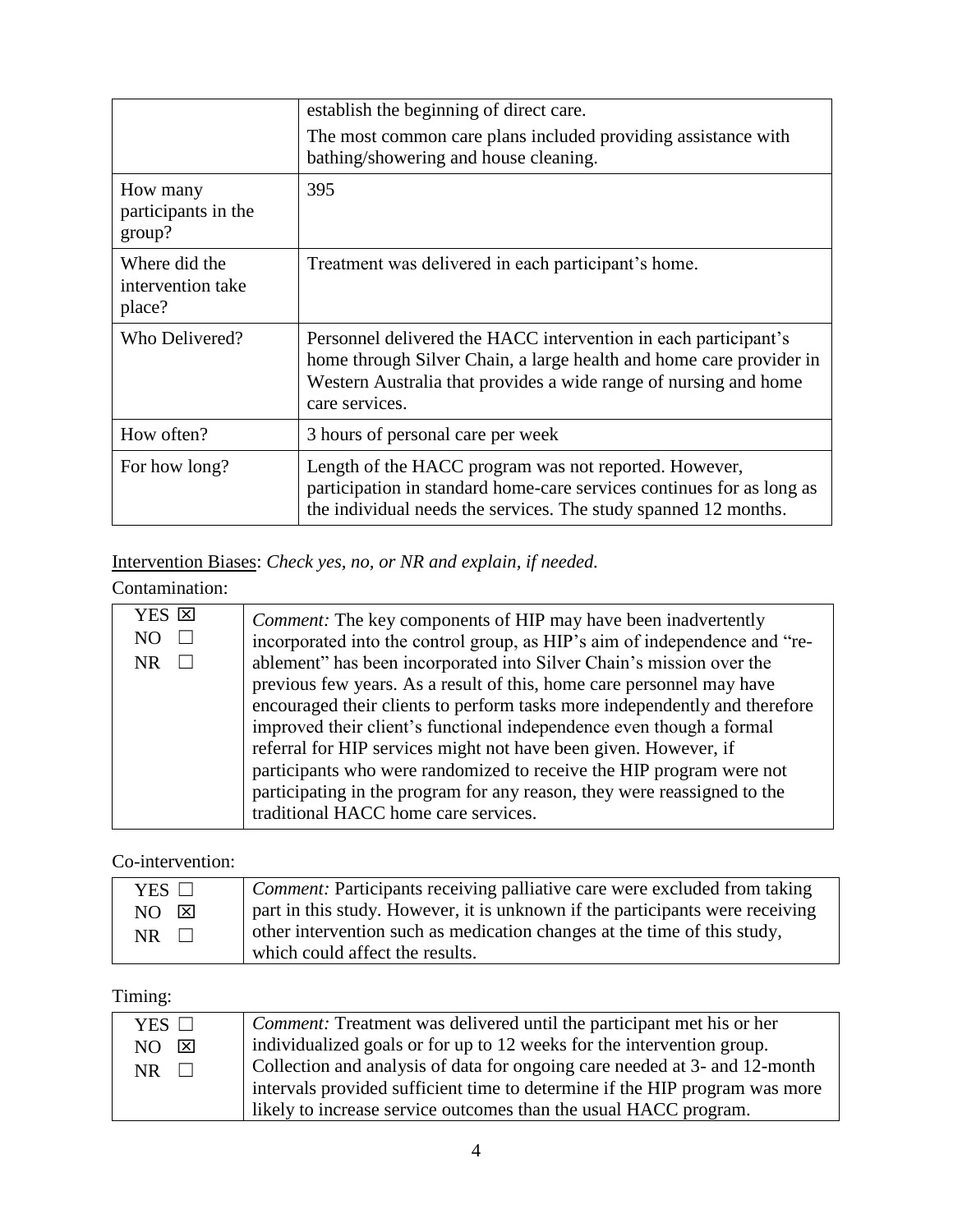| | |
|---|---|
| | establish the beginning of direct care.<br>The most common care plans included providing assistance with bathing/showering and house cleaning. |
| How many participants in the group? | 395 |
| Where did the intervention take place? | Treatment was delivered in each participant's home. |
| Who Delivered? | Personnel delivered the HACC intervention in each participant's home through Silver Chain, a large health and home care provider in Western Australia that provides a wide range of nursing and home care services. |
| How often? | 3 hours of personal care per week |
| For how long? | Length of the HACC program was not reported. However, participation in standard home-care services continues for as long as the individual needs the services. The study spanned 12 months. |

<u>Intervention Biases</u>: *Check yes, no, or NR and explain, if needed.*

Contamination:

| | |
|---|---|
| YES ☒<br>NO ☐<br>NR ☐ | *Comment:* The key components of HIP may have been inadvertently incorporated into the control group, as HIP's aim of independence and "re-ablement" has been incorporated into Silver Chain's mission over the previous few years. As a result of this, home care personnel may have encouraged their clients to perform tasks more independently and therefore improved their client's functional independence even though a formal referral for HIP services might not have been given. However, if participants who were randomized to receive the HIP program were not participating in the program for any reason, they were reassigned to the traditional HACC home care services. |

Co-intervention:

| | |
|---|---|
| YES ☐<br>NO ☒<br>NR ☐ | *Comment:* Participants receiving palliative care were excluded from taking part in this study. However, it is unknown if the participants were receiving other intervention such as medication changes at the time of this study, which could affect the results. |

Timing:

| | |
|---|---|
| YES ☐<br>NO ☒<br>NR ☐ | *Comment:* Treatment was delivered until the participant met his or her individualized goals or for up to 12 weeks for the intervention group. Collection and analysis of data for ongoing care needed at 3- and 12-month intervals provided sufficient time to determine if the HIP program was more likely to increase service outcomes than the usual HACC program. |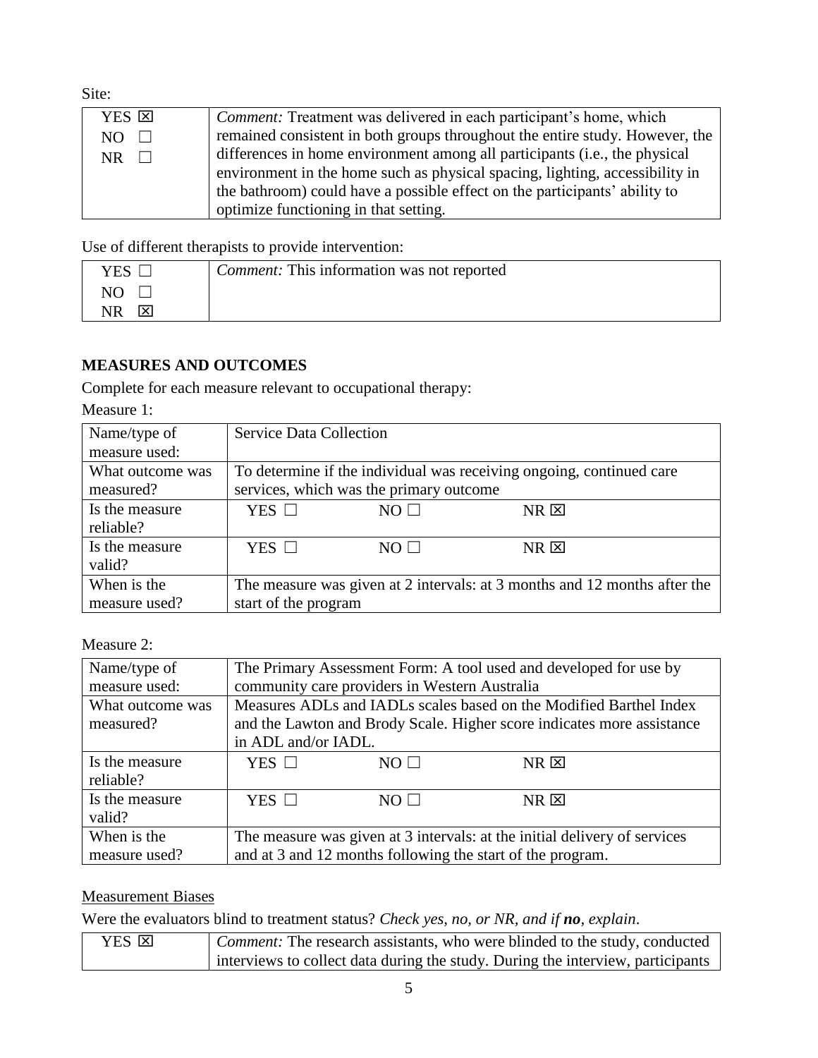Site:

| | |
|---|---|
| YES ☒<br>NO ☐<br>NR ☐ | *Comment:* Treatment was delivered in each participant's home, which remained consistent in both groups throughout the entire study. However, the differences in home environment among all participants (i.e., the physical environment in the home such as physical spacing, lighting, accessibility in the bathroom) could have a possible effect on the participants' ability to optimize functioning in that setting. |

Use of different therapists to provide intervention:

| | |
|---|---|
| YES ☐<br>NO ☐<br>NR ☒ | *Comment:* This information was not reported |

## MEASURES AND OUTCOMES

Complete for each measure relevant to occupational therapy:

Measure 1:

| | | | |
|---|---|---|---|
| Name/type of measure used: | Service Data Collection | | |
| What outcome was measured? | To determine if the individual was receiving ongoing, continued care services, which was the primary outcome | | |
| Is the measure reliable? | YES ☐ | NO ☐ | NR ☒ |
| Is the measure valid? | YES ☐ | NO ☐ | NR ☒ |
| When is the measure used? | The measure was given at 2 intervals: at 3 months and 12 months after the start of the program | | |

Measure 2:

| | | | |
|---|---|---|---|
| Name/type of measure used: | The Primary Assessment Form: A tool used and developed for use by community care providers in Western Australia | | |
| What outcome was measured? | Measures ADLs and IADLs scales based on the Modified Barthel Index and the Lawton and Brody Scale. Higher score indicates more assistance in ADL and/or IADL. | | |
| Is the measure reliable? | YES ☐ | NO ☐ | NR ☒ |
| Is the measure valid? | YES ☐ | NO ☐ | NR ☒ |
| When is the measure used? | The measure was given at 3 intervals: at the initial delivery of services and at 3 and 12 months following the start of the program. | | |

Measurement Biases

Were the evaluators blind to treatment status? *Check yes, no, or NR, and if **no**, explain*.

| | |
|---|---|
| YES ☒ | *Comment:* The research assistants, who were blinded to the study, conducted interviews to collect data during the study. During the interview, participants |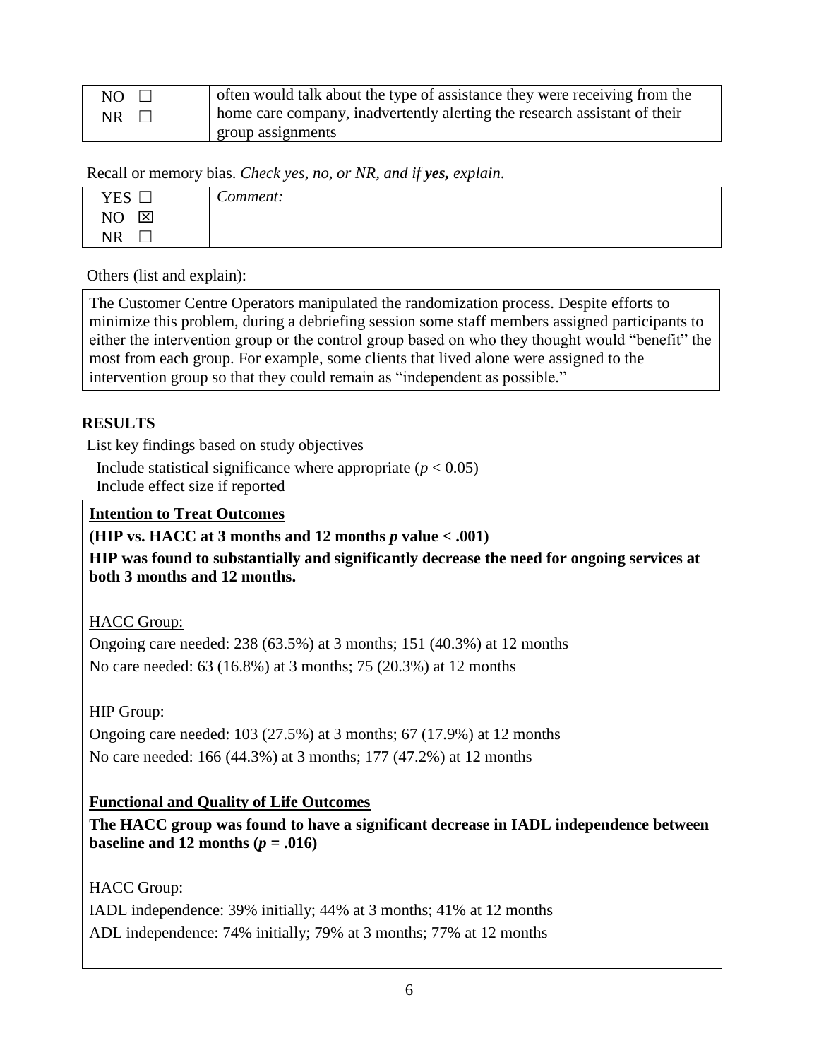| | |
|---|---|
| NO ☐<br>NR ☐ | often would talk about the type of assistance they were receiving from the home care company, inadvertently alerting the research assistant of their group assignments |

Recall or memory bias. *Check yes, no, or NR, and if **yes,** explain.*

| | |
|---|---|
| YES ☐<br>NO ☒<br>NR ☐ | *Comment:* |

Others (list and explain):

| |
|---|
| The Customer Centre Operators manipulated the randomization process. Despite efforts to minimize this problem, during a debriefing session some staff members assigned participants to either the intervention group or the control group based on who they thought would "benefit" the most from each group. For example, some clients that lived alone were assigned to the intervention group so that they could remain as "independent as possible." |

## RESULTS

List key findings based on study objectives

Include statistical significance where appropriate ($p < 0.05$)
Include effect size if reported

**Intention to Treat Outcomes**

**(HIP vs. HACC at 3 months and 12 months $p$ value < .001)**

**HIP was found to substantially and significantly decrease the need for ongoing services at both 3 months and 12 months.**

HACC Group:

Ongoing care needed: 238 (63.5%) at 3 months; 151 (40.3%) at 12 months
No care needed: 63 (16.8%) at 3 months; 75 (20.3%) at 12 months

HIP Group:

Ongoing care needed: 103 (27.5%) at 3 months; 67 (17.9%) at 12 months
No care needed: 166 (44.3%) at 3 months; 177 (47.2%) at 12 months

**Functional and Quality of Life Outcomes**

**The HACC group was found to have a significant decrease in IADL independence between baseline and 12 months ($p$ = .016)**

HACC Group:

IADL independence: 39% initially; 44% at 3 months; 41% at 12 months
ADL independence: 74% initially; 79% at 3 months; 77% at 12 months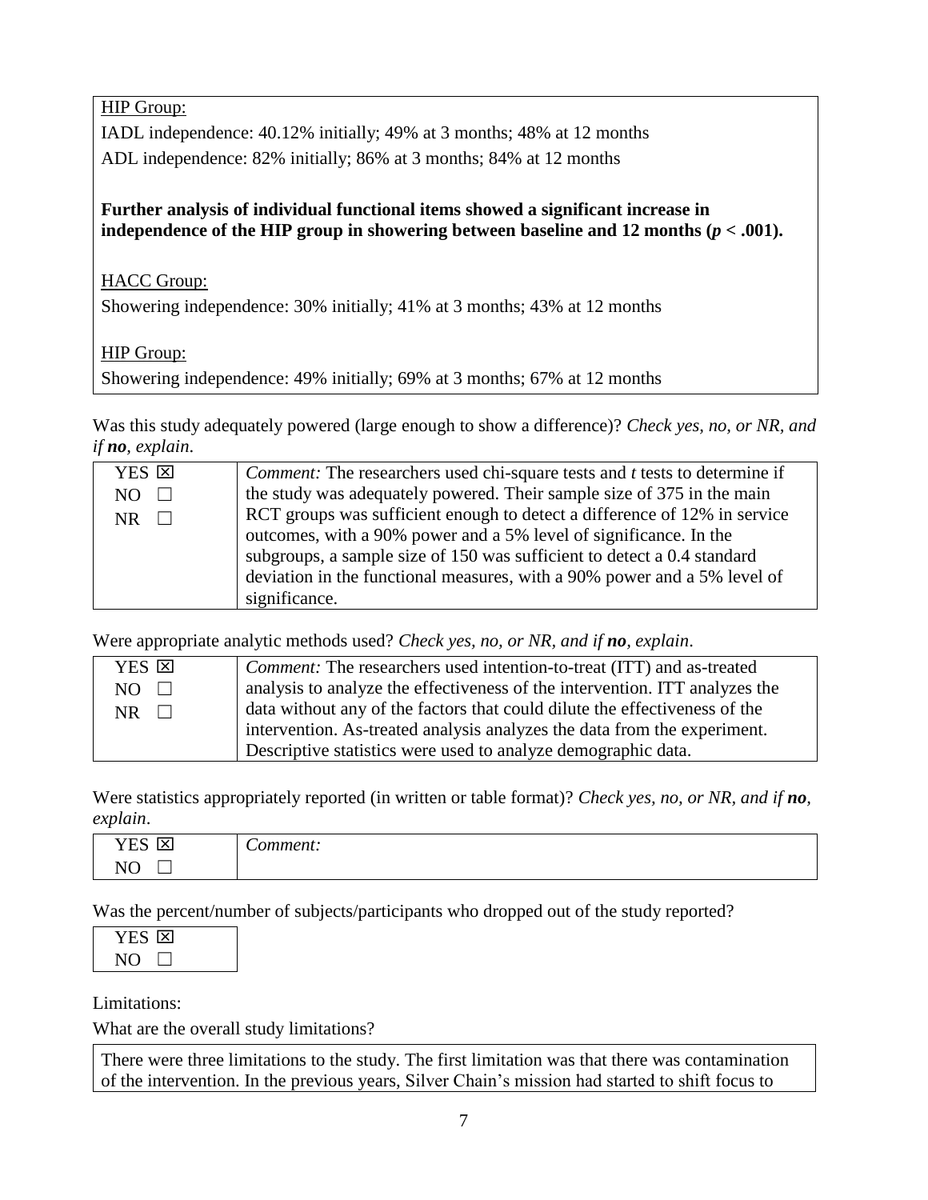HIP Group:

IADL independence: 40.12% initially; 49% at 3 months; 48% at 12 months

ADL independence: 82% initially; 86% at 3 months; 84% at 12 months

**Further analysis of individual functional items showed a significant increase in independence of the HIP group in showering between baseline and 12 months ($p < .001$).**

HACC Group:

Showering independence: 30% initially; 41% at 3 months; 43% at 12 months

HIP Group:

Showering independence: 49% initially; 69% at 3 months; 67% at 12 months

Was this study adequately powered (large enough to show a difference)? *Check yes, no, or NR, and if **no**, explain.*

| | |
|---|---|
| YES ☒<br>NO ☐<br>NR ☐ | *Comment:* The researchers used chi-square tests and *t* tests to determine if the study was adequately powered. Their sample size of 375 in the main RCT groups was sufficient enough to detect a difference of 12% in service outcomes, with a 90% power and a 5% level of significance. In the subgroups, a sample size of 150 was sufficient to detect a 0.4 standard deviation in the functional measures, with a 90% power and a 5% level of significance. |

Were appropriate analytic methods used? *Check yes, no, or NR, and if **no**, explain.*

| | |
|---|---|
| YES ☒<br>NO ☐<br>NR ☐ | *Comment:* The researchers used intention-to-treat (ITT) and as-treated analysis to analyze the effectiveness of the intervention. ITT analyzes the data without any of the factors that could dilute the effectiveness of the intervention. As-treated analysis analyzes the data from the experiment. Descriptive statistics were used to analyze demographic data. |

Were statistics appropriately reported (in written or table format)? *Check yes, no, or NR, and if **no**, explain.*

| | |
|---|---|
| YES ☒<br>NO ☐ | *Comment:* |

Was the percent/number of subjects/participants who dropped out of the study reported?

| |
|---|
| YES ☒<br>NO ☐ |

Limitations:

What are the overall study limitations?

There were three limitations to the study. The first limitation was that there was contamination of the intervention. In the previous years, Silver Chain's mission had started to shift focus to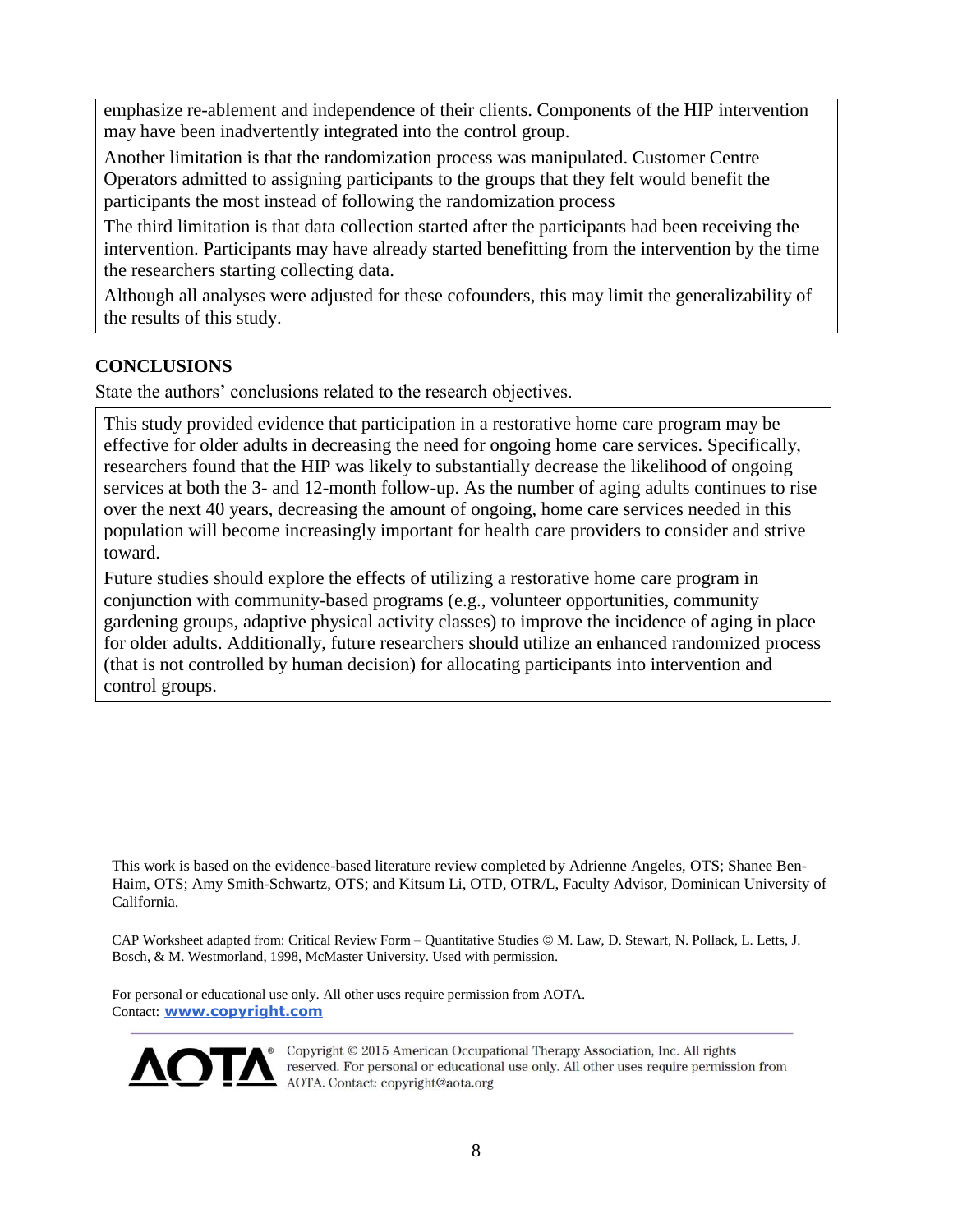emphasize re-ablement and independence of their clients. Components of the HIP intervention may have been inadvertently integrated into the control group.

Another limitation is that the randomization process was manipulated. Customer Centre Operators admitted to assigning participants to the groups that they felt would benefit the participants the most instead of following the randomization process

The third limitation is that data collection started after the participants had been receiving the intervention. Participants may have already started benefitting from the intervention by the time the researchers starting collecting data.

Although all analyses were adjusted for these cofounders, this may limit the generalizability of the results of this study.

## CONCLUSIONS

State the authors' conclusions related to the research objectives.

This study provided evidence that participation in a restorative home care program may be effective for older adults in decreasing the need for ongoing home care services. Specifically, researchers found that the HIP was likely to substantially decrease the likelihood of ongoing services at both the 3- and 12-month follow-up. As the number of aging adults continues to rise over the next 40 years, decreasing the amount of ongoing, home care services needed in this population will become increasingly important for health care providers to consider and strive toward.

Future studies should explore the effects of utilizing a restorative home care program in conjunction with community-based programs (e.g., volunteer opportunities, community gardening groups, adaptive physical activity classes) to improve the incidence of aging in place for older adults. Additionally, future researchers should utilize an enhanced randomized process (that is not controlled by human decision) for allocating participants into intervention and control groups.

This work is based on the evidence-based literature review completed by Adrienne Angeles, OTS; Shanee Ben-Haim, OTS; Amy Smith-Schwartz, OTS; and Kitsum Li, OTD, OTR/L, Faculty Advisor, Dominican University of California.

CAP Worksheet adapted from: Critical Review Form – Quantitative Studies © M. Law, D. Stewart, N. Pollack, L. Letts, J. Bosch, & M. Westmorland, 1998, McMaster University. Used with permission.

For personal or educational use only. All other uses require permission from AOTA.
Contact: **www.copyright.com**

AOTA® Copyright © 2015 American Occupational Therapy Association, Inc. All rights reserved. For personal or educational use only. All other uses require permission from AOTA. Contact: copyright@aota.org